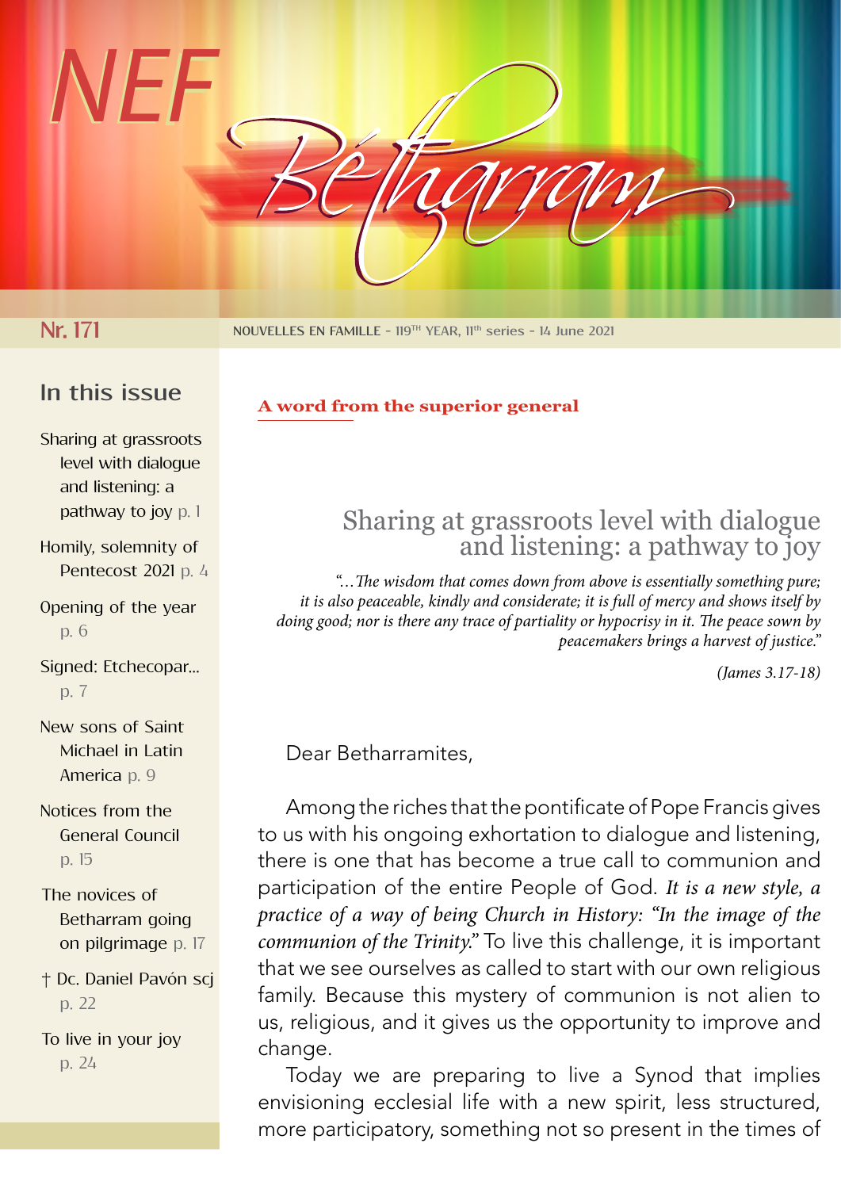# NEF Bétharram

**Nr. 171** NOUVELLES EN FAMILLE - 119TH YEAR, 11th series - 14 June 2021

## In this issue

- Sharing at grassroots level with dialogue and listening: a pathway to joy p. 1
- Homily, solemnity of Pentecost 2021 p. 4
- Opening of the year p. 6
- Signed: Etchecopar... p. 7
- New sons of Saint Michael in Latin America p. 9
- Notices from the General Council p. 15
- The novices of Betharram going on pilgrimage p. 17
- † Dc. Daniel Pavón scj p. 22
- To live in your joy p. 24

**A word from the superior general**

## Sharing at grassroots level with dialogue and listening: a pathway to joy

*"…The wisdom that comes down from above is essentially something pure; it is also peaceable, kindly and considerate; it is full of mercy and shows itself by doing good; nor is there any trace of partiality or hypocrisy in it. The peace sown by peacemakers brings a harvest of justice."*

*(James 3.17-18)*

Dear Betharramites,

Among the riches that the pontificate of Pope Francis gives to us with his ongoing exhortation to dialogue and listening, there is one that has become a true call to communion and participation of the entire People of God. *It is a new style, a practice of a way of being Church in History: "In the image of the communion of the Trinity."* To live this challenge, it is important that we see ourselves as called to start with our own religious family. Because this mystery of communion is not alien to us, religious, and it gives us the opportunity to improve and change.

Today we are preparing to live a Synod that implies envisioning ecclesial life with a new spirit, less structured, more participatory, something not so present in the times of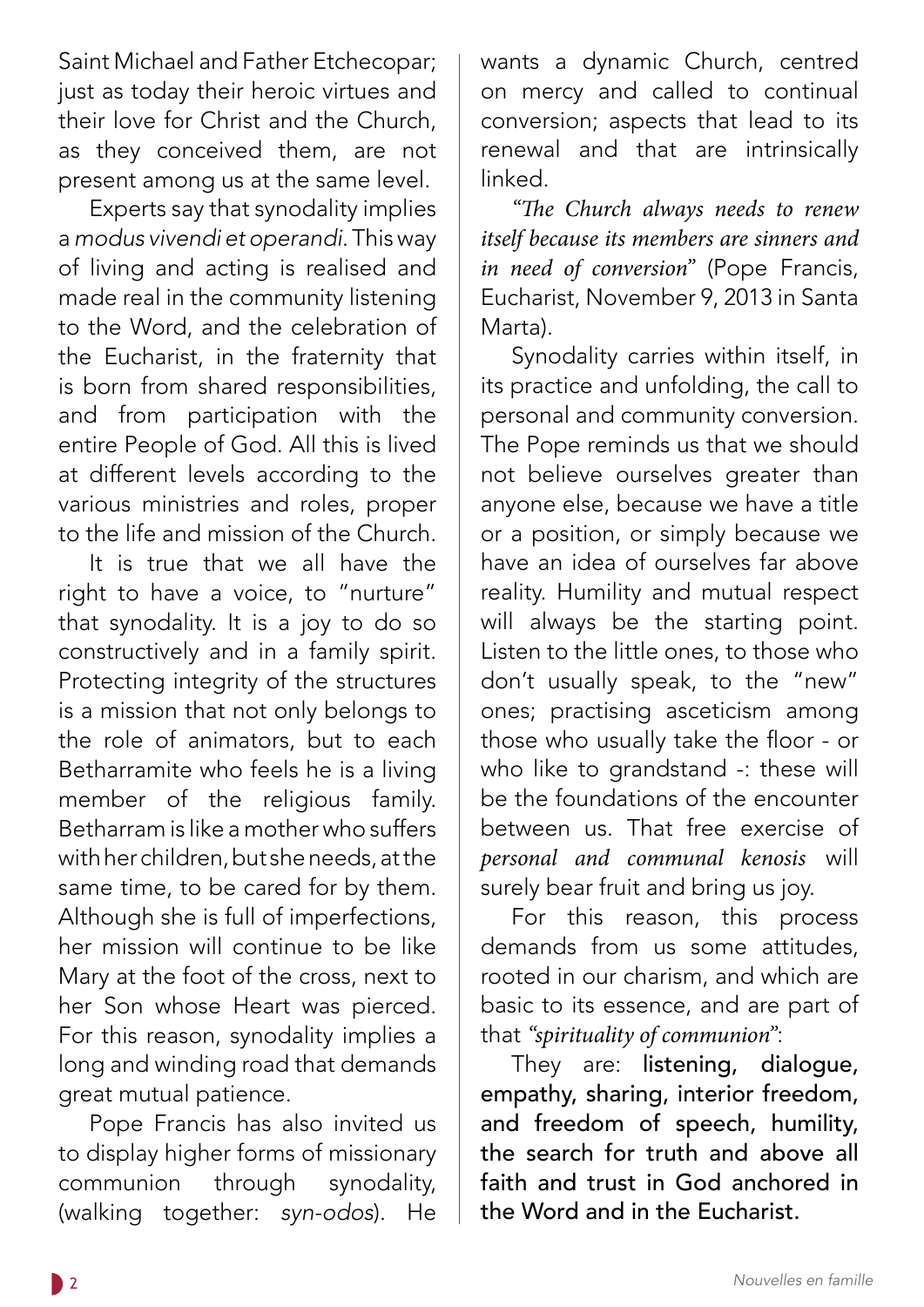Saint Michael and Father Etchecopar; just as today their heroic virtues and their love for Christ and the Church, as they conceived them, are not present among us at the same level.

Experts say that synodality implies a *modus vivendi et operandi*. This way of living and acting is realised and made real in the community listening to the Word, and the celebration of the Eucharist, in the fraternity that is born from shared responsibilities, and from participation with the entire People of God. All this is lived at different levels according to the various ministries and roles, proper to the life and mission of the Church.

It is true that we all have the right to have a voice, to "nurture" that synodality. It is a joy to do so constructively and in a family spirit. Protecting integrity of the structures is a mission that not only belongs to the role of animators, but to each Betharramite who feels he is a living member of the religious family. Betharram is like a mother who suffers with her children, but she needs, at the same time, to be cared for by them. Although she is full of imperfections, her mission will continue to be like Mary at the foot of the cross, next to her Son whose Heart was pierced. For this reason, synodality implies a long and winding road that demands great mutual patience.

Pope Francis has also invited us to display higher forms of missionary communion through synodality, (walking together: *syn-odos*). He wants a dynamic Church, centred on mercy and called to continual conversion; aspects that lead to its renewal and that are intrinsically linked.

*"The Church always needs to renew itself because its members are sinners and in need of conversion"* (Pope Francis, Eucharist, November 9, 2013 in Santa Marta).

Synodality carries within itself, in its practice and unfolding, the call to personal and community conversion. The Pope reminds us that we should not believe ourselves greater than anyone else, because we have a title or a position, or simply because we have an idea of ourselves far above reality. Humility and mutual respect will always be the starting point. Listen to the little ones, to those who don't usually speak, to the "new" ones; practising asceticism among those who usually take the floor - or who like to grandstand -: these will be the foundations of the encounter between us. That free exercise of *personal and communal kenosis* will surely bear fruit and bring us joy.

For this reason, this process demands from us some attitudes, rooted in our charism, and which are basic to its essence, and are part of that *"spirituality of communion"*:

They are: **listening, dialogue, empathy, sharing, interior freedom, and freedom of speech, humility, the search for truth and above all faith and trust in God anchored in the Word and in the Eucharist.**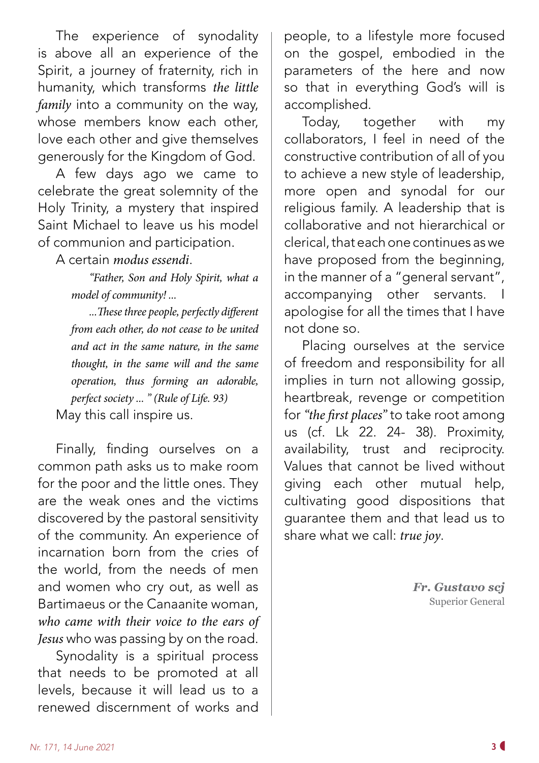The experience of synodality is above all an experience of the Spirit, a journey of fraternity, rich in humanity, which transforms *the little family* into a community on the way, whose members know each other, love each other and give themselves generously for the Kingdom of God.

A few days ago we came to celebrate the great solemnity of the Holy Trinity, a mystery that inspired Saint Michael to leave us his model of communion and participation.

A certain *modus essendi*.

> *"Father, Son and Holy Spirit, what a model of community! ...*
>
> *...These three people, perfectly different from each other, do not cease to be united and act in the same nature, in the same thought, in the same will and the same operation, thus forming an adorable, perfect society ... " (Rule of Life. 93)*

May this call inspire us.

Finally, finding ourselves on a common path asks us to make room for the poor and the little ones. They are the weak ones and the victims discovered by the pastoral sensitivity of the community. An experience of incarnation born from the cries of the world, from the needs of men and women who cry out, as well as Bartimaeus or the Canaanite woman, *who came with their voice to the ears of Jesus* who was passing by on the road.

Synodality is a spiritual process that needs to be promoted at all levels, because it will lead us to a renewed discernment of works and people, to a lifestyle more focused on the gospel, embodied in the parameters of the here and now so that in everything God's will is accomplished.

Today, together with my collaborators, I feel in need of the constructive contribution of all of you to achieve a new style of leadership, more open and synodal for our religious family. A leadership that is collaborative and not hierarchical or clerical, that each one continues as we have proposed from the beginning, in the manner of a "general servant", accompanying other servants. I apologise for all the times that I have not done so.

Placing ourselves at the service of freedom and responsibility for all implies in turn not allowing gossip, heartbreak, revenge or competition for *"the first places"* to take root among us (cf. Lk 22. 24- 38). Proximity, availability, trust and reciprocity. Values that cannot be lived without giving each other mutual help, cultivating good dispositions that guarantee them and that lead us to share what we call: *true joy*.

***Fr. Gustavo scj***
Superior General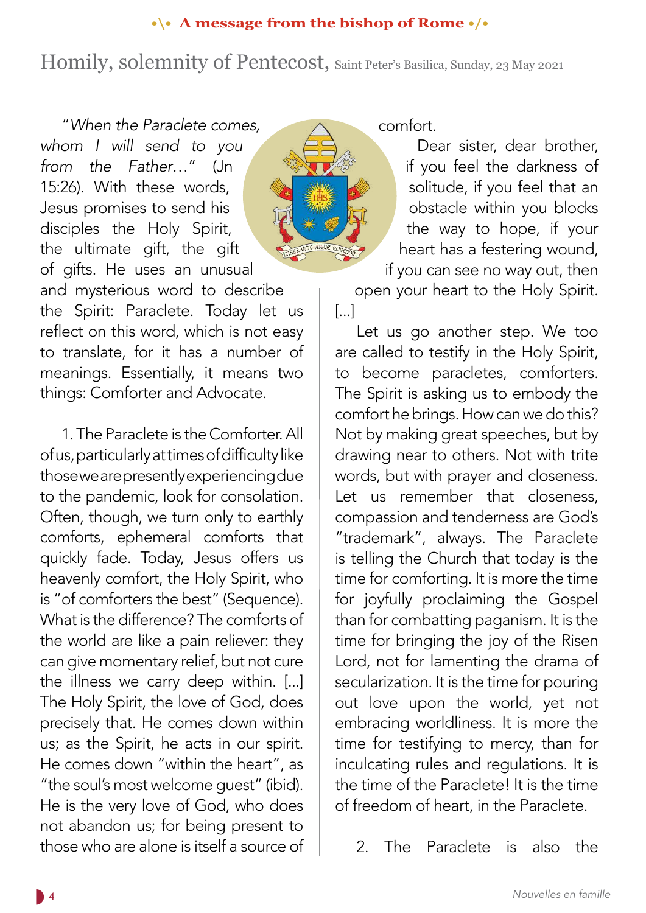•\• **A message from the bishop of Rome** •/•

# Homily, solemnity of Pentecost, Saint Peter's Basilica, Sunday, 23 May 2021

"*When the Paraclete comes, whom I will send to you from the Father…*" (Jn 15:26). With these words, Jesus promises to send his disciples the Holy Spirit, the ultimate gift, the gift of gifts. He uses an unusual and mysterious word to describe the Spirit: Paraclete. Today let us reflect on this word, which is not easy to translate, for it has a number of meanings. Essentially, it means two things: Comforter and Advocate.

1. The Paraclete is the Comforter. All of us, particularly at times of difficulty like those we are presently experiencing due to the pandemic, look for consolation. Often, though, we turn only to earthly comforts, ephemeral comforts that quickly fade. Today, Jesus offers us heavenly comfort, the Holy Spirit, who is "of comforters the best" (Sequence). What is the difference? The comforts of the world are like a pain reliever: they can give momentary relief, but not cure the illness we carry deep within. […] The Holy Spirit, the love of God, does precisely that. He comes down within us; as the Spirit, he acts in our spirit. He comes down "within the heart", as "the soul's most welcome guest" (ibid). He is the very love of God, who does not abandon us; for being present to those who are alone is itself a source of comfort.

Dear sister, dear brother, if you feel the darkness of solitude, if you feel that an obstacle within you blocks the way to hope, if your heart has a festering wound, if you can see no way out, then open your heart to the Holy Spirit. […]

Let us go another step. We too are called to testify in the Holy Spirit, to become paracletes, comforters. The Spirit is asking us to embody the comfort he brings. How can we do this? Not by making great speeches, but by drawing near to others. Not with trite words, but with prayer and closeness. Let us remember that closeness, compassion and tenderness are God's "trademark", always. The Paraclete is telling the Church that today is the time for comforting. It is more the time for joyfully proclaiming the Gospel than for combatting paganism. It is the time for bringing the joy of the Risen Lord, not for lamenting the drama of secularization. It is the time for pouring out love upon the world, yet not embracing worldliness. It is more the time for testifying to mercy, than for inculcating rules and regulations. It is the time of the Paraclete! It is the time of freedom of heart, in the Paraclete.

2. The Paraclete is also the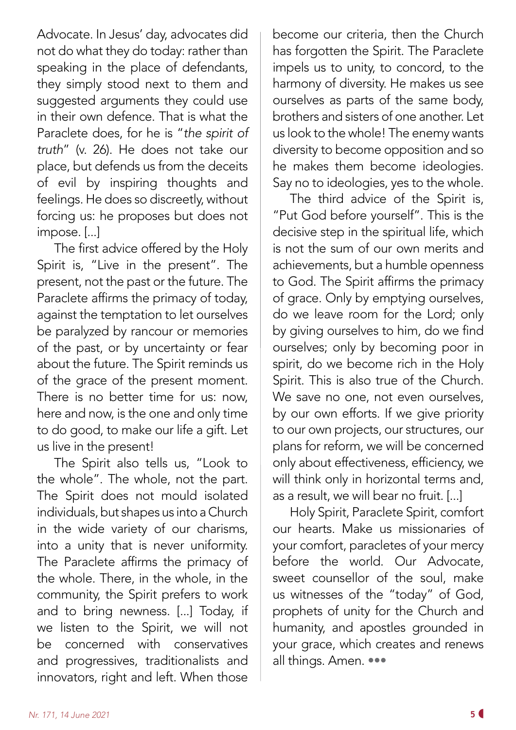Advocate. In Jesus' day, advocates did not do what they do today: rather than speaking in the place of defendants, they simply stood next to them and suggested arguments they could use in their own defence. That is what the Paraclete does, for he is "*the spirit of truth*" (v. 26). He does not take our place, but defends us from the deceits of evil by inspiring thoughts and feelings. He does so discreetly, without forcing us: he proposes but does not impose. [...]

The first advice offered by the Holy Spirit is, "Live in the present". The present, not the past or the future. The Paraclete affirms the primacy of today, against the temptation to let ourselves be paralyzed by rancour or memories of the past, or by uncertainty or fear about the future. The Spirit reminds us of the grace of the present moment. There is no better time for us: now, here and now, is the one and only time to do good, to make our life a gift. Let us live in the present!

The Spirit also tells us, "Look to the whole". The whole, not the part. The Spirit does not mould isolated individuals, but shapes us into a Church in the wide variety of our charisms, into a unity that is never uniformity. The Paraclete affirms the primacy of the whole. There, in the whole, in the community, the Spirit prefers to work and to bring newness. [...] Today, if we listen to the Spirit, we will not be concerned with conservatives and progressives, traditionalists and innovators, right and left. When those become our criteria, then the Church has forgotten the Spirit. The Paraclete impels us to unity, to concord, to the harmony of diversity. He makes us see ourselves as parts of the same body, brothers and sisters of one another. Let us look to the whole! The enemy wants diversity to become opposition and so he makes them become ideologies. Say no to ideologies, yes to the whole.

The third advice of the Spirit is, "Put God before yourself". This is the decisive step in the spiritual life, which is not the sum of our own merits and achievements, but a humble openness to God. The Spirit affirms the primacy of grace. Only by emptying ourselves, do we leave room for the Lord; only by giving ourselves to him, do we find ourselves; only by becoming poor in spirit, do we become rich in the Holy Spirit. This is also true of the Church. We save no one, not even ourselves, by our own efforts. If we give priority to our own projects, our structures, our plans for reform, we will be concerned only about effectiveness, efficiency, we will think only in horizontal terms and, as a result, we will bear no fruit. [...]

Holy Spirit, Paraclete Spirit, comfort our hearts. Make us missionaries of your comfort, paracletes of your mercy before the world. Our Advocate, sweet counsellor of the soul, make us witnesses of the "today" of God, prophets of unity for the Church and humanity, and apostles grounded in your grace, which creates and renews all things. Amen. •••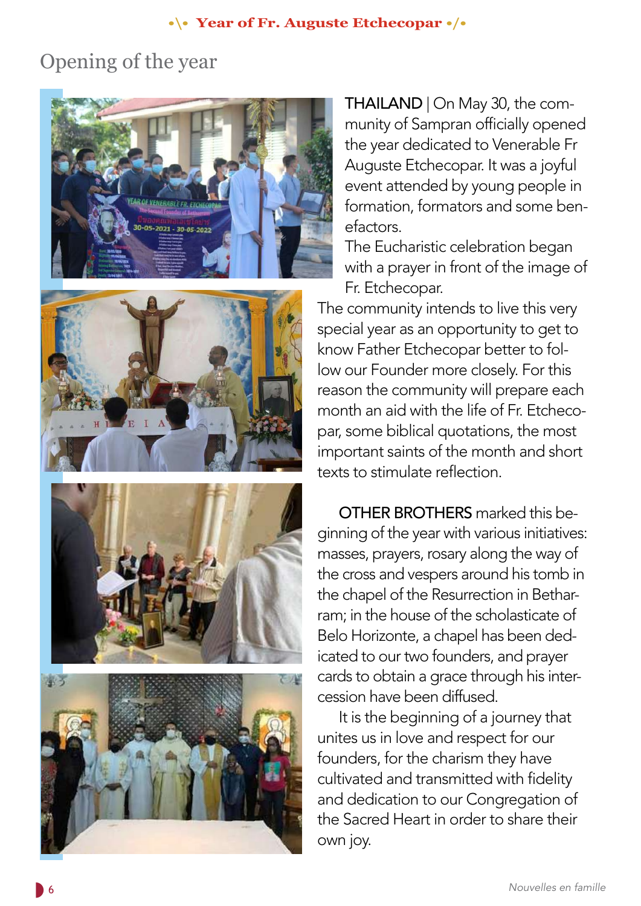## Opening of the year

**THAILAND** | On May 30, the community of Sampran officially opened the year dedicated to Venerable Fr Auguste Etchecopar. It was a joyful event attended by young people in formation, formators and some benefactors.
The Eucharistic celebration began with a prayer in front of the image of Fr. Etchecopar.
The community intends to live this very special year as an opportunity to get to know Father Etchecopar better to follow our Founder more closely. For this reason the community will prepare each month an aid with the life of Fr. Etchecopar, some biblical quotations, the most important saints of the month and short texts to stimulate reflection.

**OTHER BROTHERS** marked this beginning of the year with various initiatives: masses, prayers, rosary along the way of the cross and vespers around his tomb in the chapel of the Resurrection in Betharram; in the house of the scholasticate of Belo Horizonte, a chapel has been dedicated to our two founders, and prayer cards to obtain a grace through his intercession have been diffused.

It is the beginning of a journey that unites us in love and respect for our founders, for the charism they have cultivated and transmitted with fidelity and dedication to our Congregation of the Sacred Heart in order to share their own joy.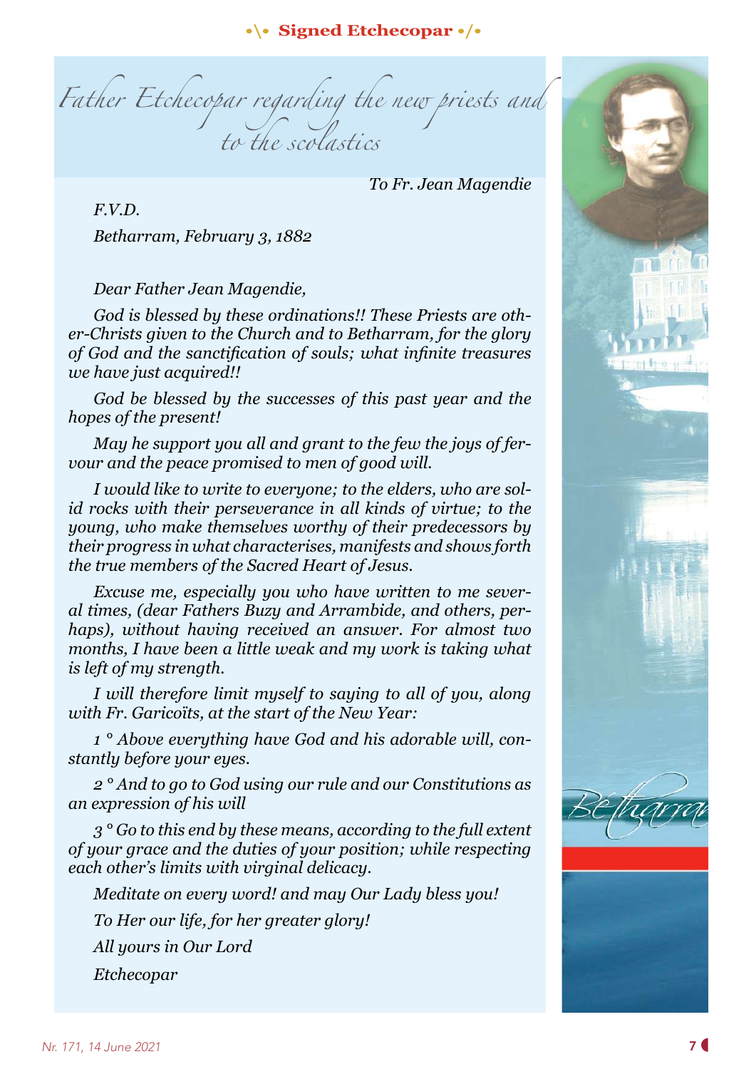# Father Etchecopar regarding the new priests and to the scolastics

*To Fr. Jean Magendie*

*F.V.D.*

*Betharram, February 3, 1882*

*Dear Father Jean Magendie,*

*God is blessed by these ordinations!! These Priests are other-Christs given to the Church and to Betharram, for the glory of God and the sanctification of souls; what infinite treasures we have just acquired!!*

*God be blessed by the successes of this past year and the hopes of the present!*

*May he support you all and grant to the few the joys of fervour and the peace promised to men of good will.*

*I would like to write to everyone; to the elders, who are solid rocks with their perseverance in all kinds of virtue; to the young, who make themselves worthy of their predecessors by their progress in what characterises, manifests and shows forth the true members of the Sacred Heart of Jesus.*

*Excuse me, especially you who have written to me several times, (dear Fathers Buzy and Arrambide, and others, perhaps), without having received an answer. For almost two months, I have been a little weak and my work is taking what is left of my strength.*

*I will therefore limit myself to saying to all of you, along with Fr. Garicoïts, at the start of the New Year:*

*1 ° Above everything have God and his adorable will, constantly before your eyes.*

*2 ° And to go to God using our rule and our Constitutions as an expression of his will*

*3 ° Go to this end by these means, according to the full extent of your grace and the duties of your position; while respecting each other's limits with virginal delicacy.*

*Meditate on every word! and may Our Lady bless you!*

*To Her our life, for her greater glory!*

*All yours in Our Lord*

*Etchecopar*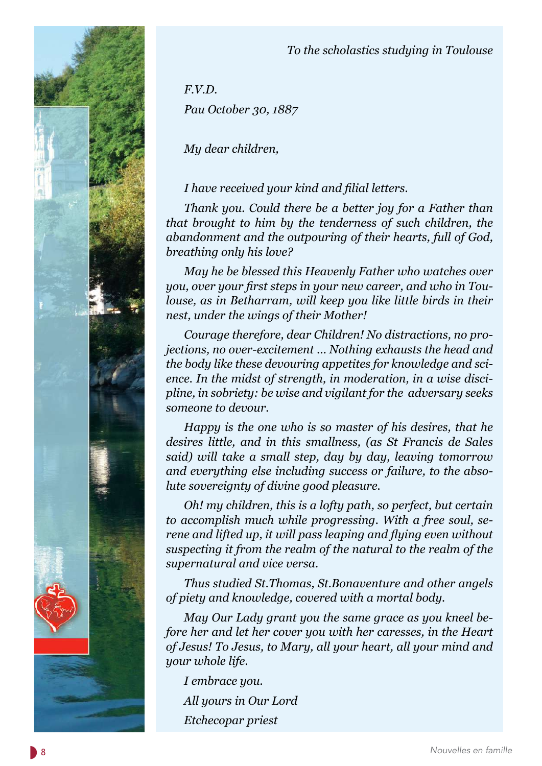*To the scholastics studying in Toulouse*

*F.V.D.*

*Pau October 30, 1887*

*My dear children,*

*I have received your kind and filial letters.*

*Thank you. Could there be a better joy for a Father than that brought to him by the tenderness of such children, the abandonment and the outpouring of their hearts, full of God, breathing only his love?*

*May he be blessed this Heavenly Father who watches over you, over your first steps in your new career, and who in Toulouse, as in Betharram, will keep you like little birds in their nest, under the wings of their Mother!*

*Courage therefore, dear Children! No distractions, no projections, no over-excitement ... Nothing exhausts the head and the body like these devouring appetites for knowledge and science. In the midst of strength, in moderation, in a wise discipline, in sobriety: be wise and vigilant for the adversary seeks someone to devour.*

*Happy is the one who is so master of his desires, that he desires little, and in this smallness, (as St Francis de Sales said) will take a small step, day by day, leaving tomorrow and everything else including success or failure, to the absolute sovereignty of divine good pleasure.*

*Oh! my children, this is a lofty path, so perfect, but certain to accomplish much while progressing. With a free soul, serene and lifted up, it will pass leaping and flying even without suspecting it from the realm of the natural to the realm of the supernatural and vice versa.*

*Thus studied St.Thomas, St.Bonaventure and other angels of piety and knowledge, covered with a mortal body.*

*May Our Lady grant you the same grace as you kneel before her and let her cover you with her caresses, in the Heart of Jesus! To Jesus, to Mary, all your heart, all your mind and your whole life.*

*I embrace you.*

*All yours in Our Lord*

*Etchecopar priest*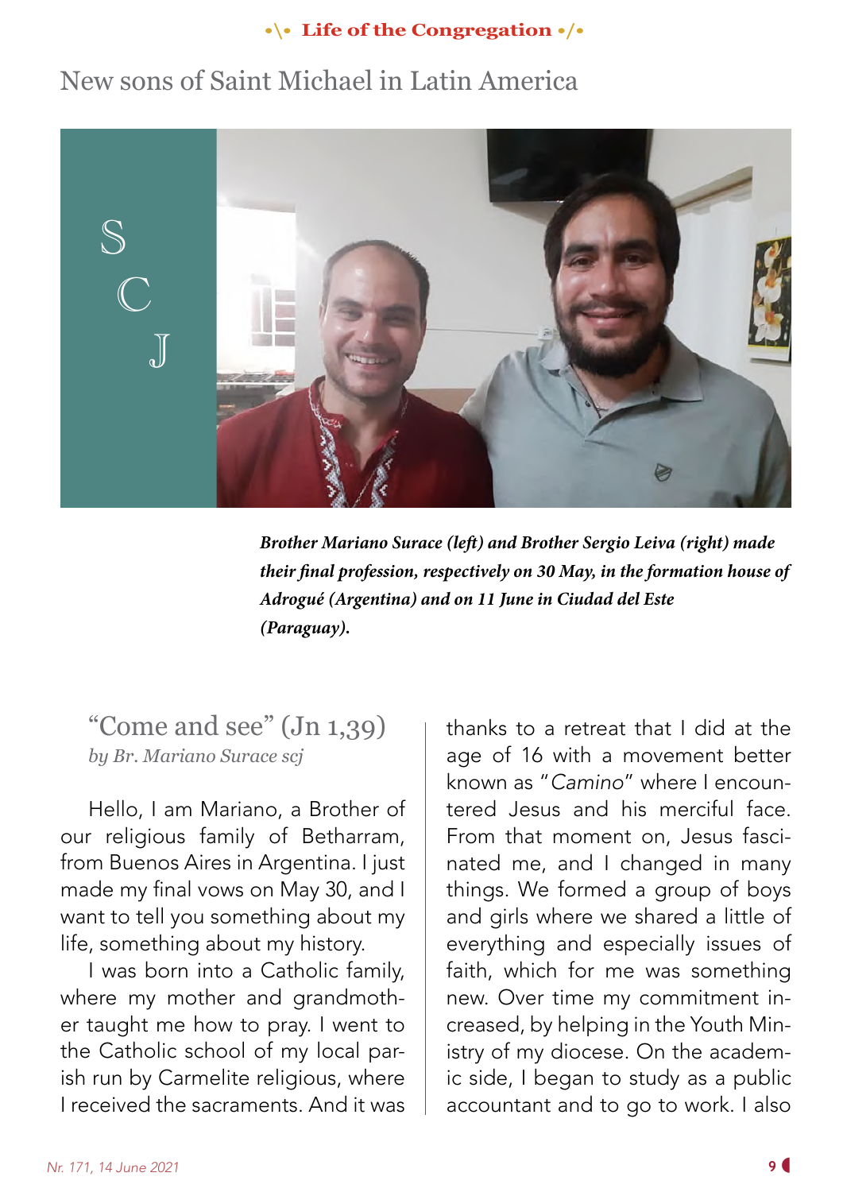## New sons of Saint Michael in Latin America

***Brother Mariano Surace (left) and Brother Sergio Leiva (right) made their final profession, respectively on 30 May, in the formation house of Adrogué (Argentina) and on 11 June in Ciudad del Este (Paraguay).***

### "Come and see" (Jn 1,39)

*by Br. Mariano Surace scj*

Hello, I am Mariano, a Brother of our religious family of Betharram, from Buenos Aires in Argentina. I just made my final vows on May 30, and I want to tell you something about my life, something about my history.

I was born into a Catholic family, where my mother and grandmother taught me how to pray. I went to the Catholic school of my local parish run by Carmelite religious, where I received the sacraments. And it was thanks to a retreat that I did at the age of 16 with a movement better known as "*Camino*" where I encountered Jesus and his merciful face. From that moment on, Jesus fascinated me, and I changed in many things. We formed a group of boys and girls where we shared a little of everything and especially issues of faith, which for me was something new. Over time my commitment increased, by helping in the Youth Ministry of my diocese. On the academic side, I began to study as a public accountant and to go to work. I also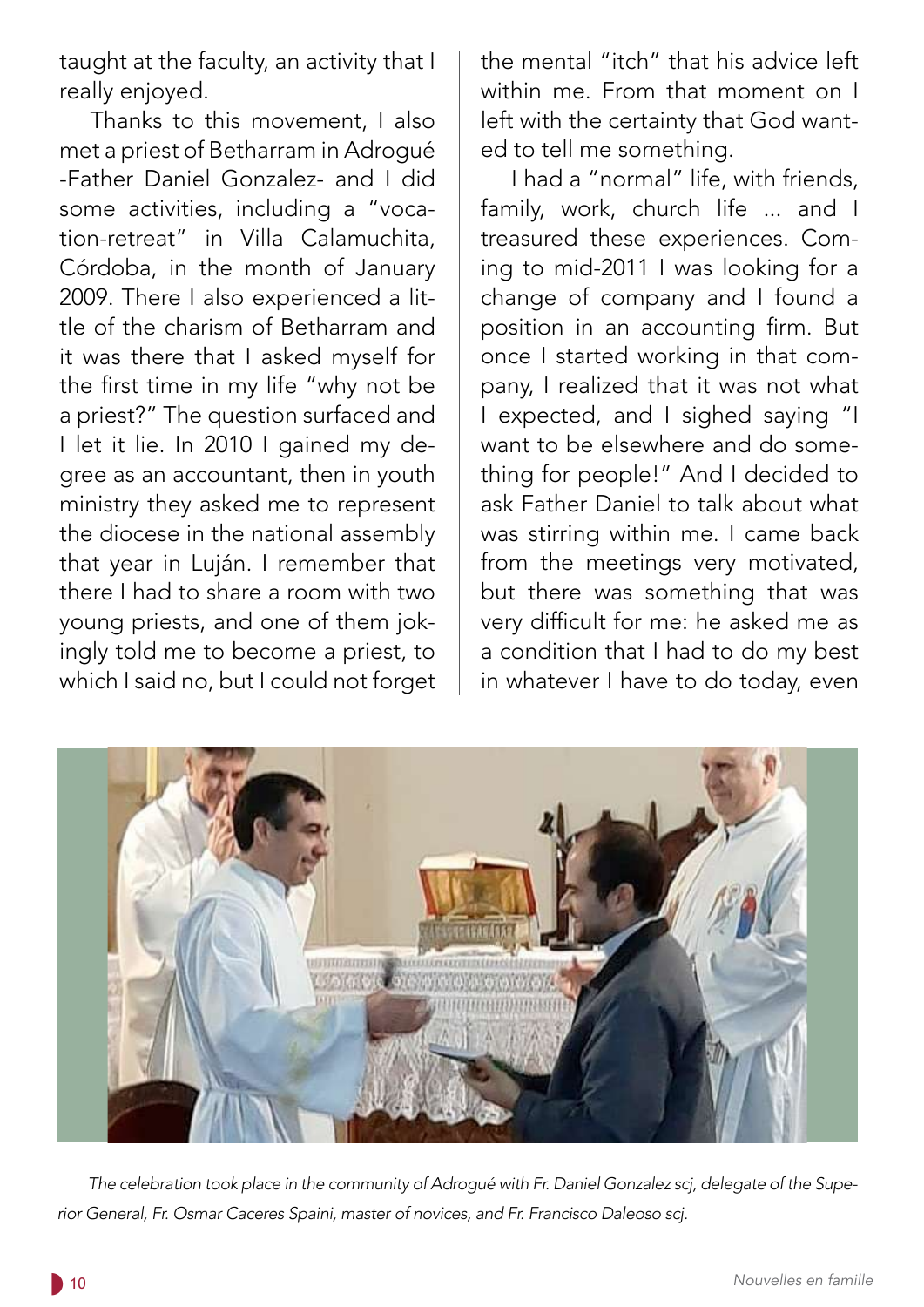taught at the faculty, an activity that I really enjoyed.

Thanks to this movement, I also met a priest of Betharram in Adrogué -Father Daniel Gonzalez- and I did some activities, including a "vocation-retreat" in Villa Calamuchita, Córdoba, in the month of January 2009. There I also experienced a little of the charism of Betharram and it was there that I asked myself for the first time in my life "why not be a priest?" The question surfaced and I let it lie. In 2010 I gained my degree as an accountant, then in youth ministry they asked me to represent the diocese in the national assembly that year in Luján. I remember that there I had to share a room with two young priests, and one of them jokingly told me to become a priest, to which I said no, but I could not forget the mental "itch" that his advice left within me. From that moment on I left with the certainty that God wanted to tell me something.

I had a "normal" life, with friends, family, work, church life ... and I treasured these experiences. Coming to mid-2011 I was looking for a change of company and I found a position in an accounting firm. But once I started working in that company, I realized that it was not what I expected, and I sighed saying "I want to be elsewhere and do something for people!" And I decided to ask Father Daniel to talk about what was stirring within me. I came back from the meetings very motivated, but there was something that was very difficult for me: he asked me as a condition that I had to do my best in whatever I have to do today, even

*The celebration took place in the community of Adrogué with Fr. Daniel Gonzalez scj, delegate of the Superior General, Fr. Osmar Caceres Spaini, master of novices, and Fr. Francisco Daleoso scj.*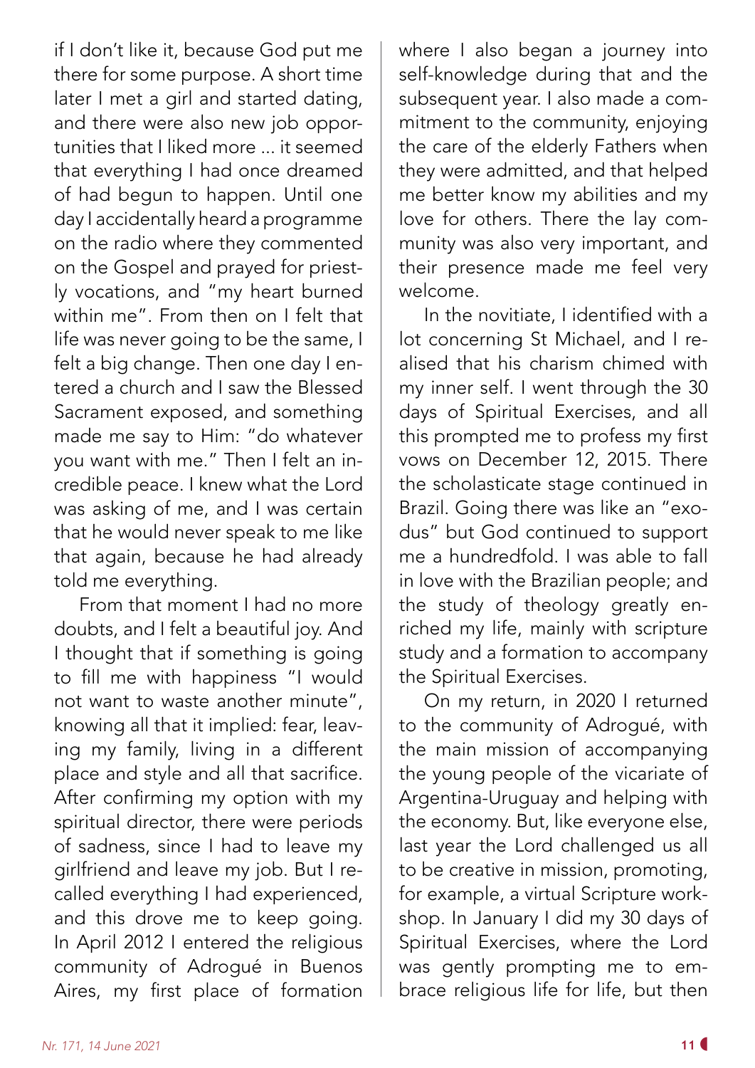if I don't like it, because God put me there for some purpose. A short time later I met a girl and started dating, and there were also new job opportunities that I liked more ... it seemed that everything I had once dreamed of had begun to happen. Until one day I accidentally heard a programme on the radio where they commented on the Gospel and prayed for priestly vocations, and "my heart burned within me". From then on I felt that life was never going to be the same, I felt a big change. Then one day I entered a church and I saw the Blessed Sacrament exposed, and something made me say to Him: "do whatever you want with me." Then I felt an incredible peace. I knew what the Lord was asking of me, and I was certain that he would never speak to me like that again, because he had already told me everything.

From that moment I had no more doubts, and I felt a beautiful joy. And I thought that if something is going to fill me with happiness "I would not want to waste another minute", knowing all that it implied: fear, leaving my family, living in a different place and style and all that sacrifice. After confirming my option with my spiritual director, there were periods of sadness, since I had to leave my girlfriend and leave my job. But I recalled everything I had experienced, and this drove me to keep going. In April 2012 I entered the religious community of Adrogué in Buenos Aires, my first place of formation where I also began a journey into self-knowledge during that and the subsequent year. I also made a commitment to the community, enjoying the care of the elderly Fathers when they were admitted, and that helped me better know my abilities and my love for others. There the lay community was also very important, and their presence made me feel very welcome.

In the novitiate, I identified with a lot concerning St Michael, and I realised that his charism chimed with my inner self. I went through the 30 days of Spiritual Exercises, and all this prompted me to profess my first vows on December 12, 2015. There the scholasticate stage continued in Brazil. Going there was like an "exodus" but God continued to support me a hundredfold. I was able to fall in love with the Brazilian people; and the study of theology greatly enriched my life, mainly with scripture study and a formation to accompany the Spiritual Exercises.

On my return, in 2020 I returned to the community of Adrogué, with the main mission of accompanying the young people of the vicariate of Argentina-Uruguay and helping with the economy. But, like everyone else, last year the Lord challenged us all to be creative in mission, promoting, for example, a virtual Scripture workshop. In January I did my 30 days of Spiritual Exercises, where the Lord was gently prompting me to embrace religious life for life, but then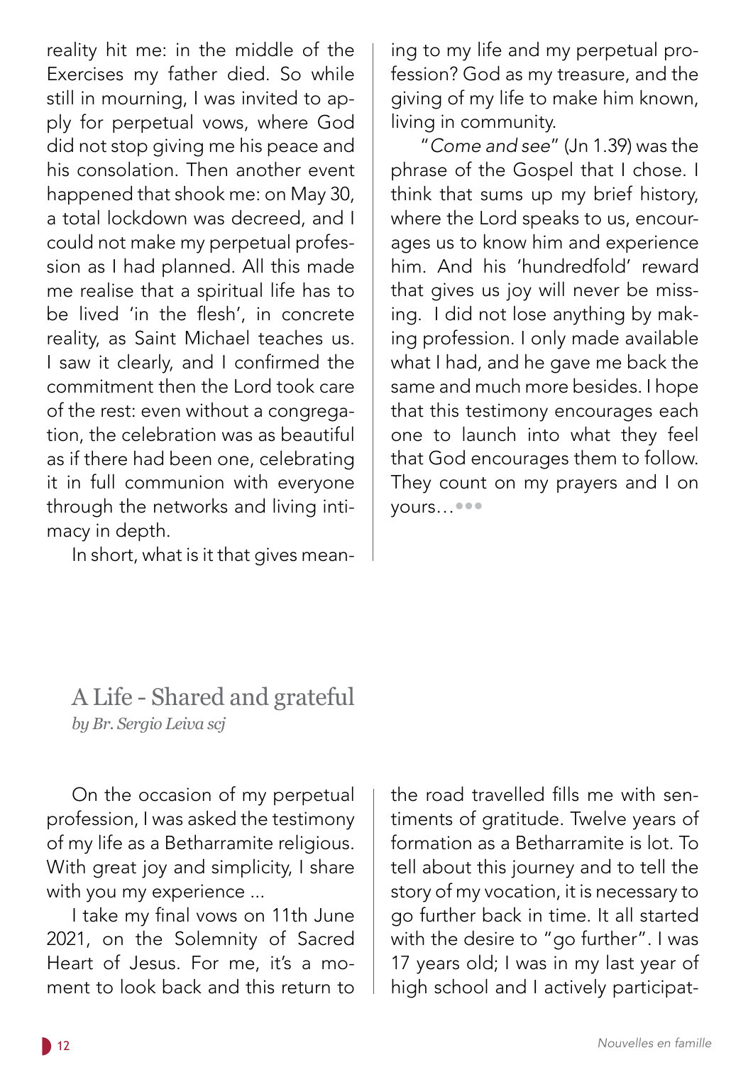reality hit me: in the middle of the Exercises my father died. So while still in mourning, I was invited to apply for perpetual vows, where God did not stop giving me his peace and his consolation. Then another event happened that shook me: on May 30, a total lockdown was decreed, and I could not make my perpetual profession as I had planned. All this made me realise that a spiritual life has to be lived 'in the flesh', in concrete reality, as Saint Michael teaches us. I saw it clearly, and I confirmed the commitment then the Lord took care of the rest: even without a congregation, the celebration was as beautiful as if there had been one, celebrating it in full communion with everyone through the networks and living intimacy in depth.

In short, what is it that gives meaning to my life and my perpetual profession? God as my treasure, and the giving of my life to make him known, living in community.

"*Come and see*" (Jn 1.39) was the phrase of the Gospel that I chose. I think that sums up my brief history, where the Lord speaks to us, encourages us to know him and experience him. And his 'hundredfold' reward that gives us joy will never be missing. I did not lose anything by making profession. I only made available what I had, and he gave me back the same and much more besides. I hope that this testimony encourages each one to launch into what they feel that God encourages them to follow. They count on my prayers and I on yours…

## A Life - Shared and grateful

*by Br. Sergio Leiva scj*

On the occasion of my perpetual profession, I was asked the testimony of my life as a Betharramite religious. With great joy and simplicity, I share with you my experience ...

I take my final vows on 11th June 2021, on the Solemnity of Sacred Heart of Jesus. For me, it's a moment to look back and this return to the road travelled fills me with sentiments of gratitude. Twelve years of formation as a Betharramite is lot. To tell about this journey and to tell the story of my vocation, it is necessary to go further back in time. It all started with the desire to "go further". I was 17 years old; I was in my last year of high school and I actively participat-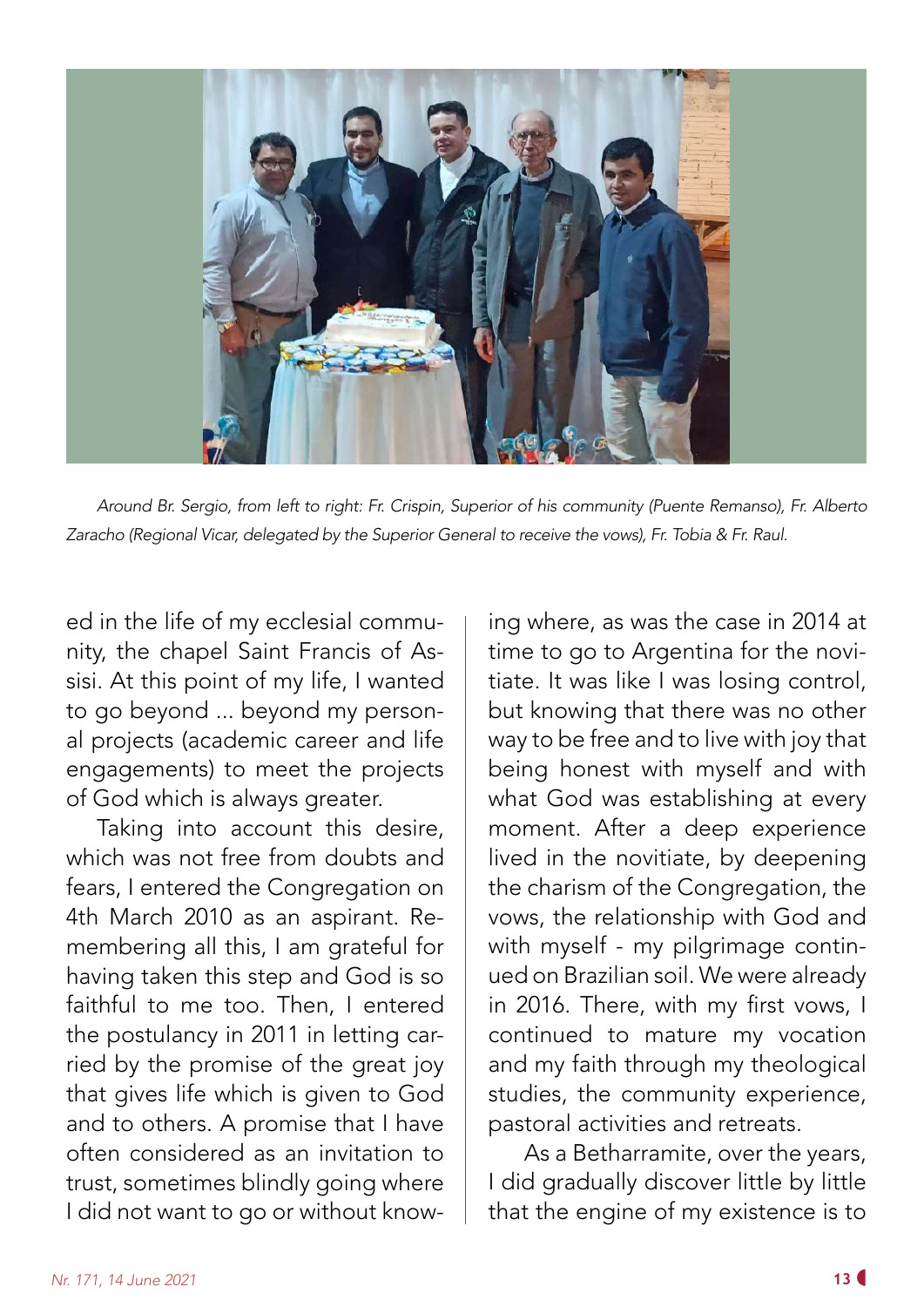*Around Br. Sergio, from left to right: Fr. Crispin, Superior of his community (Puente Remanso), Fr. Alberto Zaracho (Regional Vicar, delegated by the Superior General to receive the vows), Fr. Tobia & Fr. Raul.*

ed in the life of my ecclesial community, the chapel Saint Francis of Assisi. At this point of my life, I wanted to go beyond ... beyond my personal projects (academic career and life engagements) to meet the projects of God which is always greater.

Taking into account this desire, which was not free from doubts and fears, I entered the Congregation on 4th March 2010 as an aspirant. Remembering all this, I am grateful for having taken this step and God is so faithful to me too. Then, I entered the postulancy in 2011 in letting carried by the promise of the great joy that gives life which is given to God and to others. A promise that I have often considered as an invitation to trust, sometimes blindly going where I did not want to go or without knowing where, as was the case in 2014 at time to go to Argentina for the novitiate. It was like I was losing control, but knowing that there was no other way to be free and to live with joy that being honest with myself and with what God was establishing at every moment. After a deep experience lived in the novitiate, by deepening the charism of the Congregation, the vows, the relationship with God and with myself - my pilgrimage continued on Brazilian soil. We were already in 2016. There, with my first vows, I continued to mature my vocation and my faith through my theological studies, the community experience, pastoral activities and retreats.

As a Betharramite, over the years, I did gradually discover little by little that the engine of my existence is to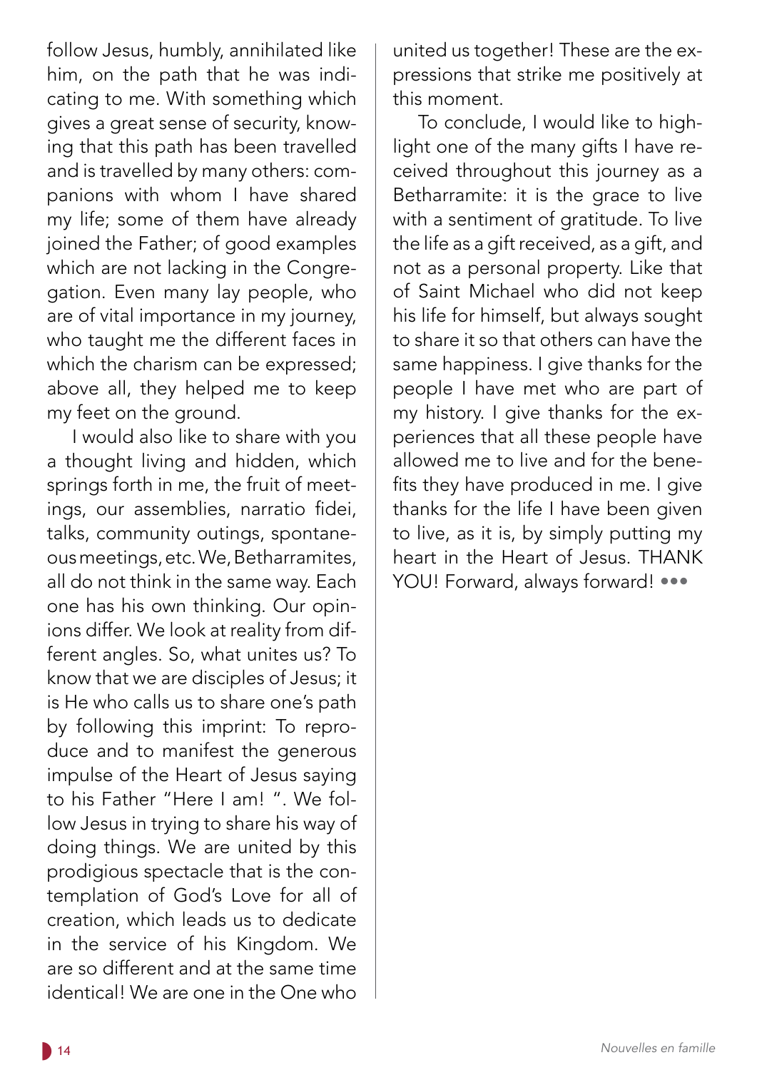follow Jesus, humbly, annihilated like him, on the path that he was indicating to me. With something which gives a great sense of security, knowing that this path has been travelled and is travelled by many others: companions with whom I have shared my life; some of them have already joined the Father; of good examples which are not lacking in the Congregation. Even many lay people, who are of vital importance in my journey, who taught me the different faces in which the charism can be expressed; above all, they helped me to keep my feet on the ground.

I would also like to share with you a thought living and hidden, which springs forth in me, the fruit of meetings, our assemblies, narratio fidei, talks, community outings, spontaneous meetings, etc. We, Betharramites, all do not think in the same way. Each one has his own thinking. Our opinions differ. We look at reality from different angles. So, what unites us? To know that we are disciples of Jesus; it is He who calls us to share one's path by following this imprint: To reproduce and to manifest the generous impulse of the Heart of Jesus saying to his Father "Here I am! ". We follow Jesus in trying to share his way of doing things. We are united by this prodigious spectacle that is the contemplation of God's Love for all of creation, which leads us to dedicate in the service of his Kingdom. We are so different and at the same time identical! We are one in the One who united us together! These are the expressions that strike me positively at this moment.

To conclude, I would like to highlight one of the many gifts I have received throughout this journey as a Betharramite: it is the grace to live with a sentiment of gratitude. To live the life as a gift received, as a gift, and not as a personal property. Like that of Saint Michael who did not keep his life for himself, but always sought to share it so that others can have the same happiness. I give thanks for the people I have met who are part of my history. I give thanks for the experiences that all these people have allowed me to live and for the benefits they have produced in me. I give thanks for the life I have been given to live, as it is, by simply putting my heart in the Heart of Jesus. THANK YOU! Forward, always forward! •••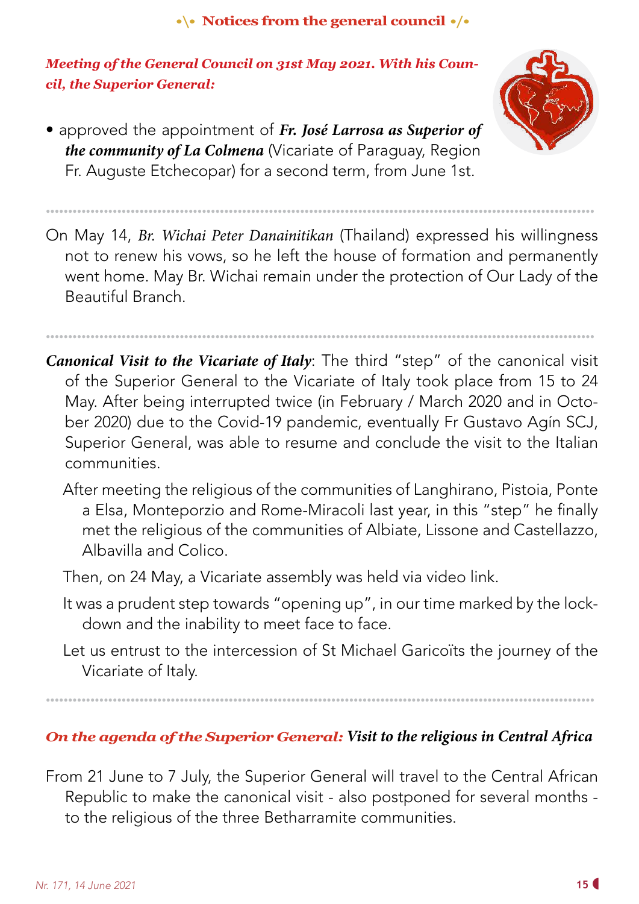## Notices from the general council

***Meeting of the General Council on 31st May 2021. With his Council, the Superior General:***

- approved the appointment of ***Fr. José Larrosa as Superior of the community of La Colmena*** (Vicariate of Paraguay, Region Fr. Auguste Etchecopar) for a second term, from June 1st.

---

On May 14, *Br. Wichai Peter Danainitikan* (Thailand) expressed his willingness not to renew his vows, so he left the house of formation and permanently went home. May Br. Wichai remain under the protection of Our Lady of the Beautiful Branch.

---

***Canonical Visit to the Vicariate of Italy***: The third "step" of the canonical visit of the Superior General to the Vicariate of Italy took place from 15 to 24 May. After being interrupted twice (in February / March 2020 and in October 2020) due to the Covid-19 pandemic, eventually Fr Gustavo Agín SCJ, Superior General, was able to resume and conclude the visit to the Italian communities.

After meeting the religious of the communities of Langhirano, Pistoia, Ponte a Elsa, Monteporzio and Rome-Miracoli last year, in this "step" he finally met the religious of the communities of Albiate, Lissone and Castellazzo, Albavilla and Colico.

Then, on 24 May, a Vicariate assembly was held via video link.

It was a prudent step towards "opening up", in our time marked by the lockdown and the inability to meet face to face.

Let us entrust to the intercession of St Michael Garicoïts the journey of the Vicariate of Italy.

---

***On the agenda of the Superior General: Visit to the religious in Central Africa***

From 21 June to 7 July, the Superior General will travel to the Central African Republic to make the canonical visit - also postponed for several months - to the religious of the three Betharramite communities.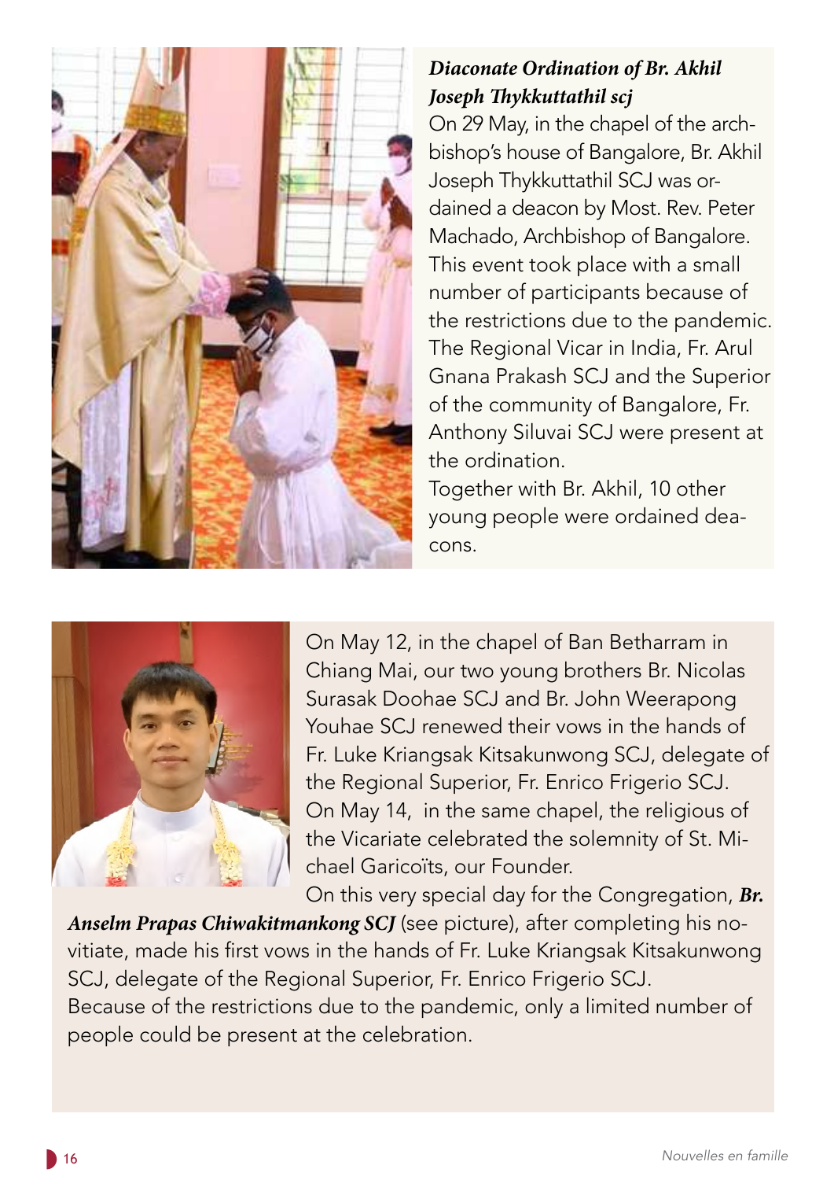***Diaconate Ordination of Br. Akhil Joseph Thykkuttathil scj***

On 29 May, in the chapel of the archbishop's house of Bangalore, Br. Akhil Joseph Thykkuttathil SCJ was ordained a deacon by Most. Rev. Peter Machado, Archbishop of Bangalore. This event took place with a small number of participants because of the restrictions due to the pandemic. The Regional Vicar in India, Fr. Arul Gnana Prakash SCJ and the Superior of the community of Bangalore, Fr. Anthony Siluvai SCJ were present at the ordination.

Together with Br. Akhil, 10 other young people were ordained deacons.

On May 12, in the chapel of Ban Betharram in Chiang Mai, our two young brothers Br. Nicolas Surasak Doohae SCJ and Br. John Weerapong Youhae SCJ renewed their vows in the hands of Fr. Luke Kriangsak Kitsakunwong SCJ, delegate of the Regional Superior, Fr. Enrico Frigerio SCJ.

On May 14, in the same chapel, the religious of the Vicariate celebrated the solemnity of St. Michael Garicoïts, our Founder.

On this very special day for the Congregation, ***Br. Anselm Prapas Chiwakitmankong SCJ*** (see picture), after completing his novitiate, made his first vows in the hands of Fr. Luke Kriangsak Kitsakunwong SCJ, delegate of the Regional Superior, Fr. Enrico Frigerio SCJ.

Because of the restrictions due to the pandemic, only a limited number of people could be present at the celebration.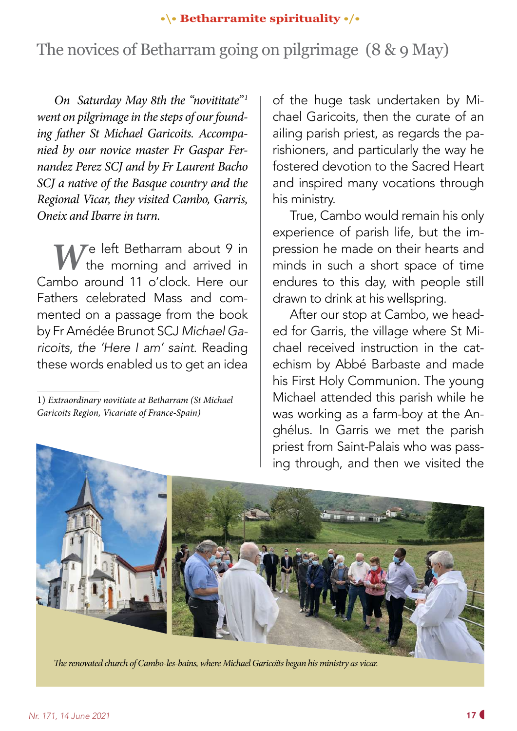# The novices of Betharram going on pilgrimage (8 & 9 May)

*On Saturday May 8th the "novititate"[1] went on pilgrimage in the steps of our founding father St Michael Garicoits. Accompanied by our novice master Fr Gaspar Fernandez Perez SCJ and by Fr Laurent Bacho SCJ a native of the Basque country and the Regional Vicar, they visited Cambo, Garris, Oneix and Ibarre in turn.*

We left Betharram about 9 in the morning and arrived in Cambo around 11 o'clock. Here our Fathers celebrated Mass and commented on a passage from the book by Fr Amédée Brunot SCJ *Michael Garicoits, the 'Here I am' saint*. Reading these words enabled us to get an idea of the huge task undertaken by Michael Garicoits, then the curate of an ailing parish priest, as regards the parishioners, and particularly the way he fostered devotion to the Sacred Heart and inspired many vocations through his ministry.

True, Cambo would remain his only experience of parish life, but the impression he made on their hearts and minds in such a short space of time endures to this day, with people still drawn to drink at his wellspring.

After our stop at Cambo, we headed for Garris, the village where St Michael received instruction in the catechism by Abbé Barbaste and made his First Holy Communion. The young Michael attended this parish while he was working as a farm-boy at the Anghélus. In Garris we met the parish priest from Saint-Palais who was passing through, and then we visited the

*The renovated church of Cambo-les-bains, where Michael Garicoïts began his ministry as vicar.*

1) *Extraordinary novitiate at Betharram (St Michael Garicoits Region, Vicariate of France-Spain)*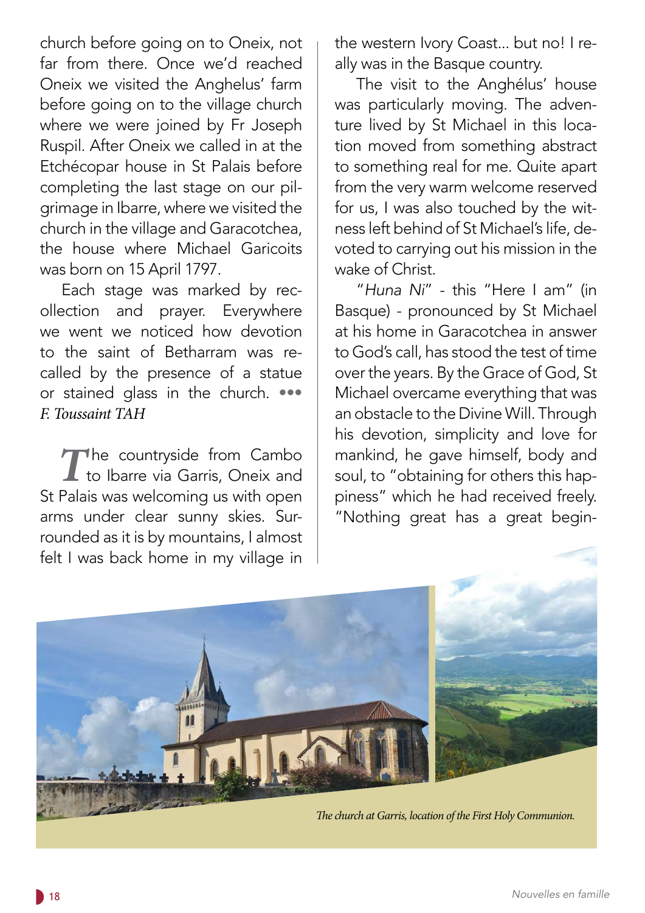church before going on to Oneix, not far from there. Once we'd reached Oneix we visited the Anghelus' farm before going on to the village church where we were joined by Fr Joseph Ruspil. After Oneix we called in at the Etchécopar house in St Palais before completing the last stage on our pilgrimage in Ibarre, where we visited the church in the village and Garacotchea, the house where Michael Garicoits was born on 15 April 1797.

Each stage was marked by recollection and prayer. Everywhere we went we noticed how devotion to the saint of Betharram was recalled by the presence of a statue or stained glass in the church. •••
*F. Toussaint TAH*

The countryside from Cambo to Ibarre via Garris, Oneix and St Palais was welcoming us with open arms under clear sunny skies. Surrounded as it is by mountains, I almost felt I was back home in my village in the western Ivory Coast... but no! I really was in the Basque country.

The visit to the Anghélus' house was particularly moving. The adventure lived by St Michael in this location moved from something abstract to something real for me. Quite apart from the very warm welcome reserved for us, I was also touched by the witness left behind of St Michael's life, devoted to carrying out his mission in the wake of Christ.

"*Huna Ni*" - this "Here I am" (in Basque) - pronounced by St Michael at his home in Garacotchea in answer to God's call, has stood the test of time over the years. By the Grace of God, St Michael overcame everything that was an obstacle to the Divine Will. Through his devotion, simplicity and love for mankind, he gave himself, body and soul, to "obtaining for others this happiness" which he had received freely. "Nothing great has a great begin-

*The church at Garris, location of the First Holy Communion.*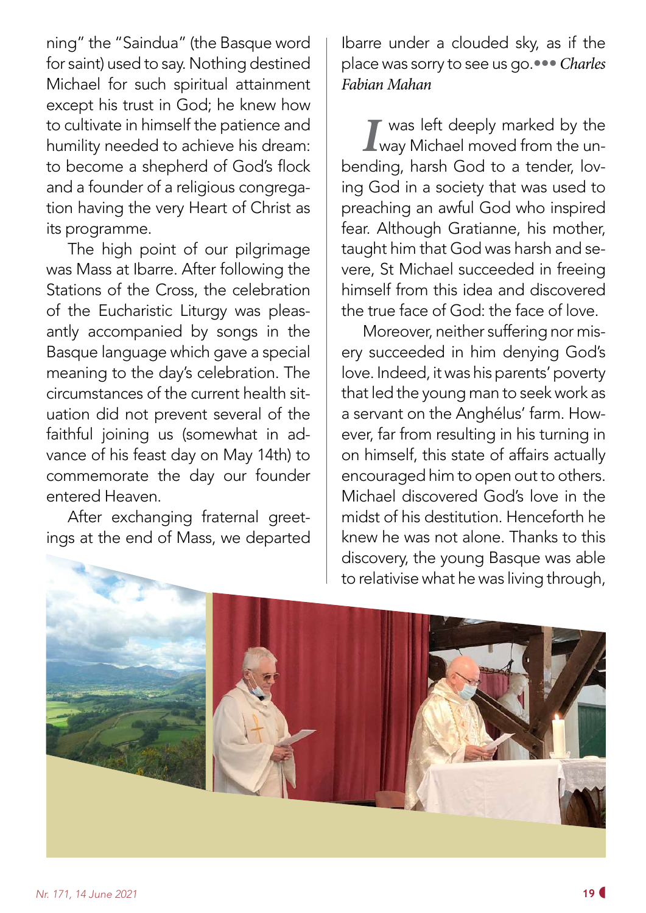ning" the "Saindua" (the Basque word for saint) used to say. Nothing destined Michael for such spiritual attainment except his trust in God; he knew how to cultivate in himself the patience and humility needed to achieve his dream: to become a shepherd of God's flock and a founder of a religious congregation having the very Heart of Christ as its programme.

The high point of our pilgrimage was Mass at Ibarre. After following the Stations of the Cross, the celebration of the Eucharistic Liturgy was pleasantly accompanied by songs in the Basque language which gave a special meaning to the day's celebration. The circumstances of the current health situation did not prevent several of the faithful joining us (somewhat in advance of his feast day on May 14th) to commemorate the day our founder entered Heaven.

After exchanging fraternal greetings at the end of Mass, we departed Ibarre under a clouded sky, as if the place was sorry to see us go.••• *Charles Fabian Mahan*

I was left deeply marked by the way Michael moved from the unbending, harsh God to a tender, loving God in a society that was used to preaching an awful God who inspired fear. Although Gratianne, his mother, taught him that God was harsh and severe, St Michael succeeded in freeing himself from this idea and discovered the true face of God: the face of love.

Moreover, neither suffering nor misery succeeded in him denying God's love. Indeed, it was his parents' poverty that led the young man to seek work as a servant on the Anghélus' farm. However, far from resulting in his turning in on himself, this state of affairs actually encouraged him to open out to others. Michael discovered God's love in the midst of his destitution. Henceforth he knew he was not alone. Thanks to this discovery, the young Basque was able to relativise what he was living through,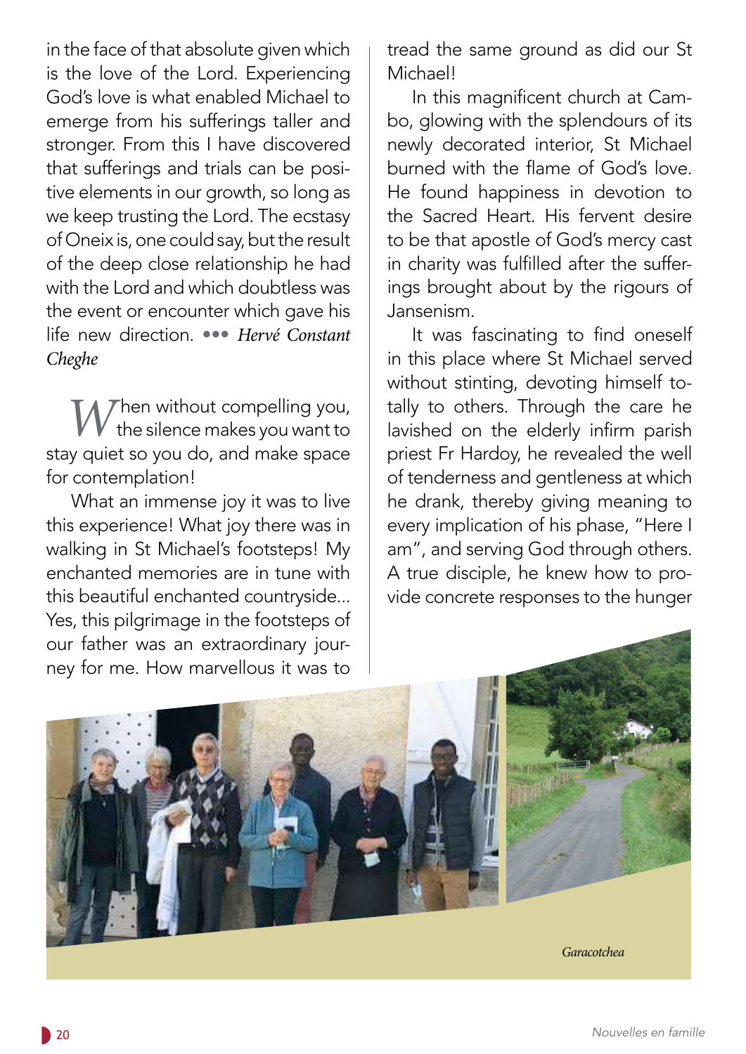in the face of that absolute given which is the love of the Lord. Experiencing God's love is what enabled Michael to emerge from his sufferings taller and stronger. From this I have discovered that sufferings and trials can be positive elements in our growth, so long as we keep trusting the Lord. The ecstasy of Oneix is, one could say, but the result of the deep close relationship he had with the Lord and which doubtless was the event or encounter which gave his life new direction. ••• *Hervé Constant Cheghe*

When without compelling you, the silence makes you want to stay quiet so you do, and make space for contemplation!

What an immense joy it was to live this experience! What joy there was in walking in St Michael's footsteps! My enchanted memories are in tune with this beautiful enchanted countryside... Yes, this pilgrimage in the footsteps of our father was an extraordinary journey for me. How marvellous it was to tread the same ground as did our St Michael!

In this magnificent church at Cambo, glowing with the splendours of its newly decorated interior, St Michael burned with the flame of God's love. He found happiness in devotion to the Sacred Heart. His fervent desire to be that apostle of God's mercy cast in charity was fulfilled after the sufferings brought about by the rigours of Jansenism.

It was fascinating to find oneself in this place where St Michael served without stinting, devoting himself totally to others. Through the care he lavished on the elderly infirm parish priest Fr Hardoy, he revealed the well of tenderness and gentleness at which he drank, thereby giving meaning to every implication of his phase, "Here I am", and serving God through others. A true disciple, he knew how to provide concrete responses to the hunger

*Garacotchea*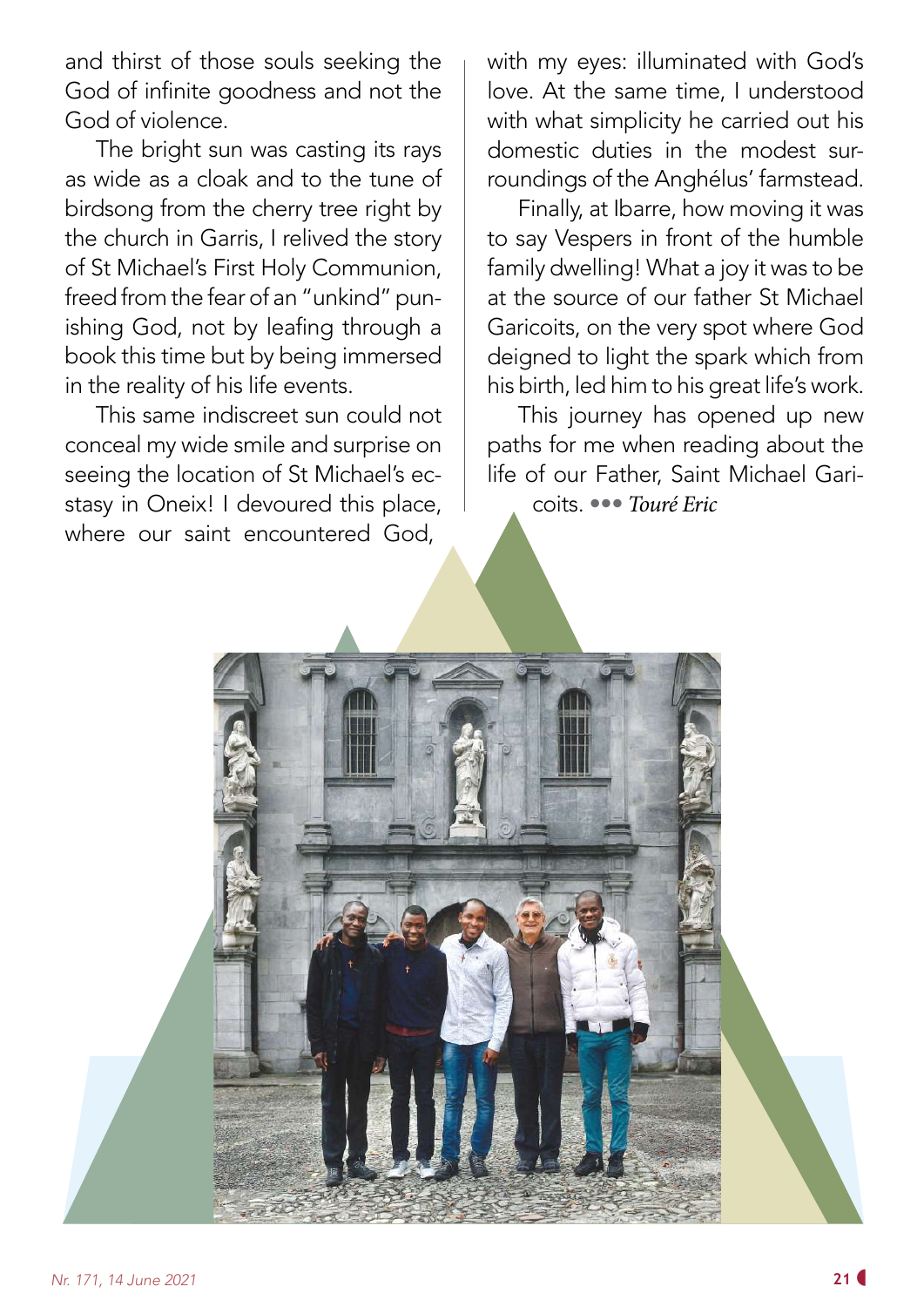and thirst of those souls seeking the God of infinite goodness and not the God of violence.

The bright sun was casting its rays as wide as a cloak and to the tune of birdsong from the cherry tree right by the church in Garris, I relived the story of St Michael's First Holy Communion, freed from the fear of an "unkind" punishing God, not by leafing through a book this time but by being immersed in the reality of his life events.

This same indiscreet sun could not conceal my wide smile and surprise on seeing the location of St Michael's ecstasy in Oneix! I devoured this place, where our saint encountered God, with my eyes: illuminated with God's love. At the same time, I understood with what simplicity he carried out his domestic duties in the modest surroundings of the Anghélus' farmstead.

Finally, at Ibarre, how moving it was to say Vespers in front of the humble family dwelling! What a joy it was to be at the source of our father St Michael Garicoits, on the very spot where God deigned to light the spark which from his birth, led him to his great life's work.

This journey has opened up new paths for me when reading about the life of our Father, Saint Michael Garicoits. ••• *Touré Eric*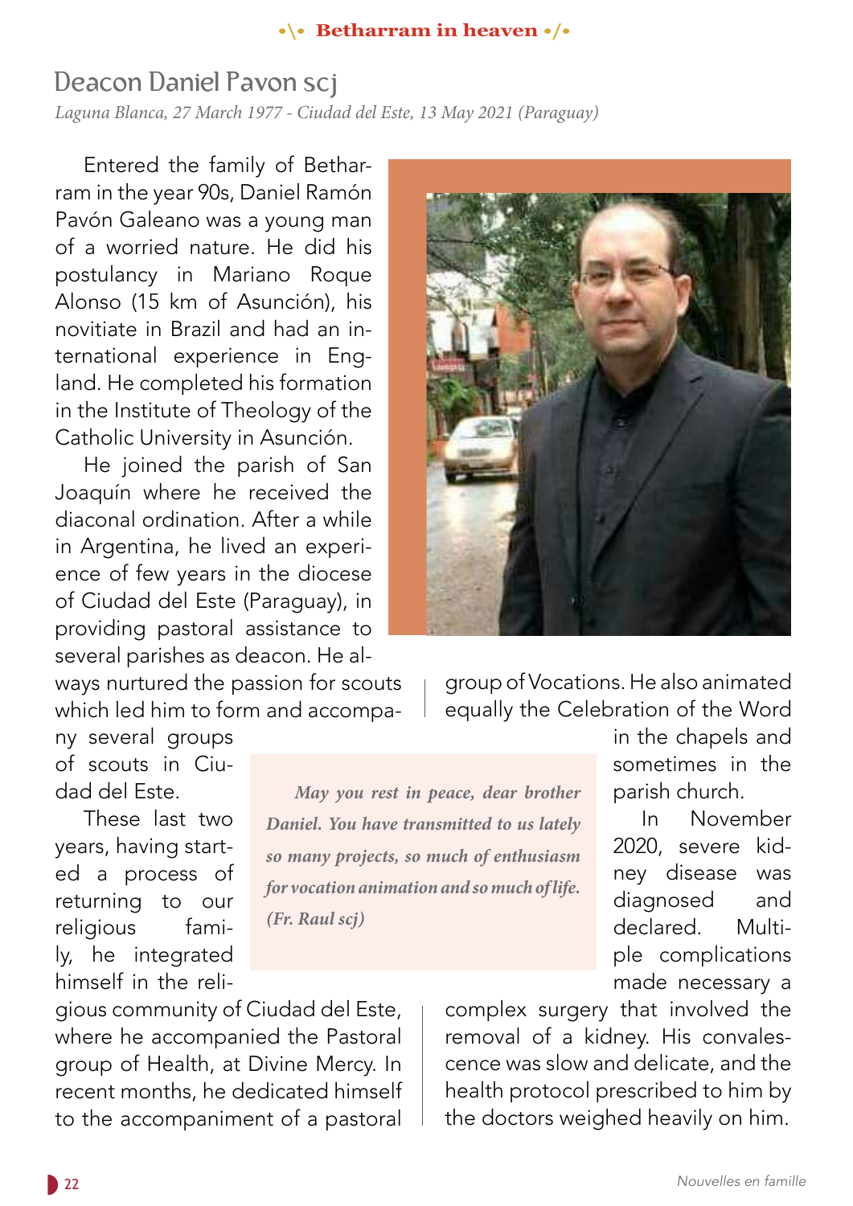## Deacon Daniel Pavon scj

*Laguna Blanca, 27 March 1977 - Ciudad del Este, 13 May 2021 (Paraguay)*

Entered the family of Betharram in the year 90s, Daniel Ramón Pavón Galeano was a young man of a worried nature. He did his postulancy in Mariano Roque Alonso (15 km of Asunción), his novitiate in Brazil and had an international experience in England. He completed his formation in the Institute of Theology of the Catholic University in Asunción.

He joined the parish of San Joaquín where he received the diaconal ordination. After a while in Argentina, he lived an experience of few years in the diocese of Ciudad del Este (Paraguay), in providing pastoral assistance to several parishes as deacon. He always nurtured the passion for scouts which led him to form and accompany several groups of scouts in Ciudad del Este.

These last two years, having started a process of returning to our religious family, he integrated himself in the religious community of Ciudad del Este, where he accompanied the Pastoral group of Health, at Divine Mercy. In recent months, he dedicated himself to the accompaniment of a pastoral group of Vocations. He also animated equally the Celebration of the Word in the chapels and sometimes in the parish church.

In November 2020, severe kidney disease was diagnosed and declared. Multiple complications made necessary a complex surgery that involved the removal of a kidney. His convalescence was slow and delicate, and the health protocol prescribed to him by the doctors weighed heavily on him.

> ***May you rest in peace, dear brother Daniel. You have transmitted to us lately so many projects, so much of enthusiasm for vocation animation and so much of life. (Fr. Raul scj)***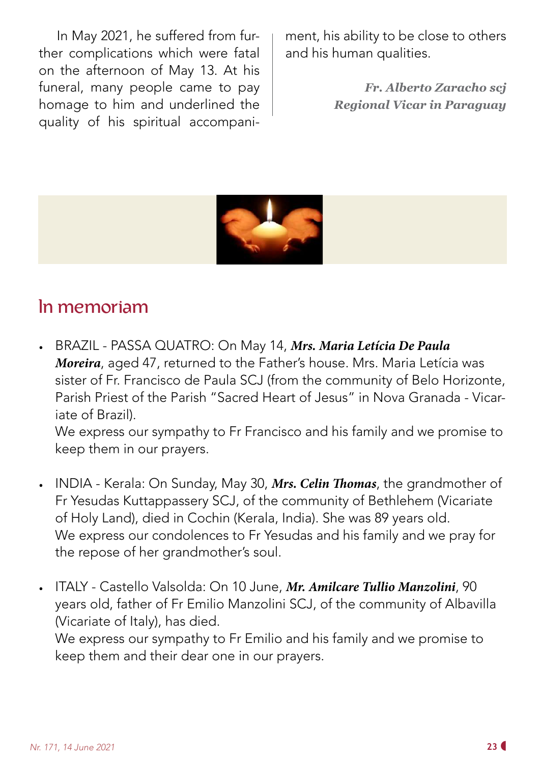In May 2021, he suffered from further complications which were fatal on the afternoon of May 13. At his funeral, many people came to pay homage to him and underlined the quality of his spiritual accompaniment, his ability to be close to others and his human qualities.

***Fr. Alberto Zaracho scj***
***Regional Vicar in Paraguay***

## In memoriam

- BRAZIL - PASSA QUATRO: On May 14, ***Mrs. Maria Letícia De Paula Moreira***, aged 47, returned to the Father's house. Mrs. Maria Letícia was sister of Fr. Francisco de Paula SCJ (from the community of Belo Horizonte, Parish Priest of the Parish "Sacred Heart of Jesus" in Nova Granada - Vicariate of Brazil).
  We express our sympathy to Fr Francisco and his family and we promise to keep them in our prayers.

- INDIA - Kerala: On Sunday, May 30, ***Mrs. Celin Thomas***, the grandmother of Fr Yesudas Kuttappassery SCJ, of the community of Bethlehem (Vicariate of Holy Land), died in Cochin (Kerala, India). She was 89 years old.
  We express our condolences to Fr Yesudas and his family and we pray for the repose of her grandmother's soul.

- ITALY - Castello Valsolda: On 10 June, ***Mr. Amilcare Tullio Manzolini***, 90 years old, father of Fr Emilio Manzolini SCJ, of the community of Albavilla (Vicariate of Italy), has died.
  We express our sympathy to Fr Emilio and his family and we promise to keep them and their dear one in our prayers.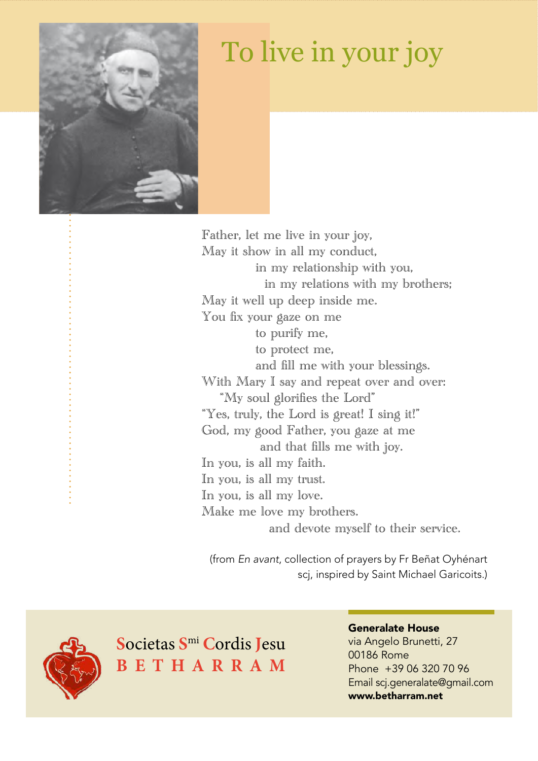# To live in your joy

Father, let me live in your joy,
May it show in all my conduct,
in my relationship with you,
in my relations with my brothers;
May it well up deep inside me.
You fix your gaze on me
to purify me,
to protect me,
and fill me with your blessings.
With Mary I say and repeat over and over:
"My soul glorifies the Lord"
"Yes, truly, the Lord is great! I sing it!"
God, my good Father, you gaze at me
and that fills me with joy.
In you, is all my faith.
In you, is all my trust.
In you, is all my love.
Make me love my brothers.
and devote myself to their service.

(from *En avant*, collection of prayers by Fr Beñat Oyhénart scj, inspired by Saint Michael Garicoits.)

Societas S$^{mi}$ Cordis Jesu
BETHARRAM

**Generalate House**
via Angelo Brunetti, 27
00186 Rome
Phone +39 06 320 70 96
Email scj.generalate@gmail.com
**www.betharram.net**